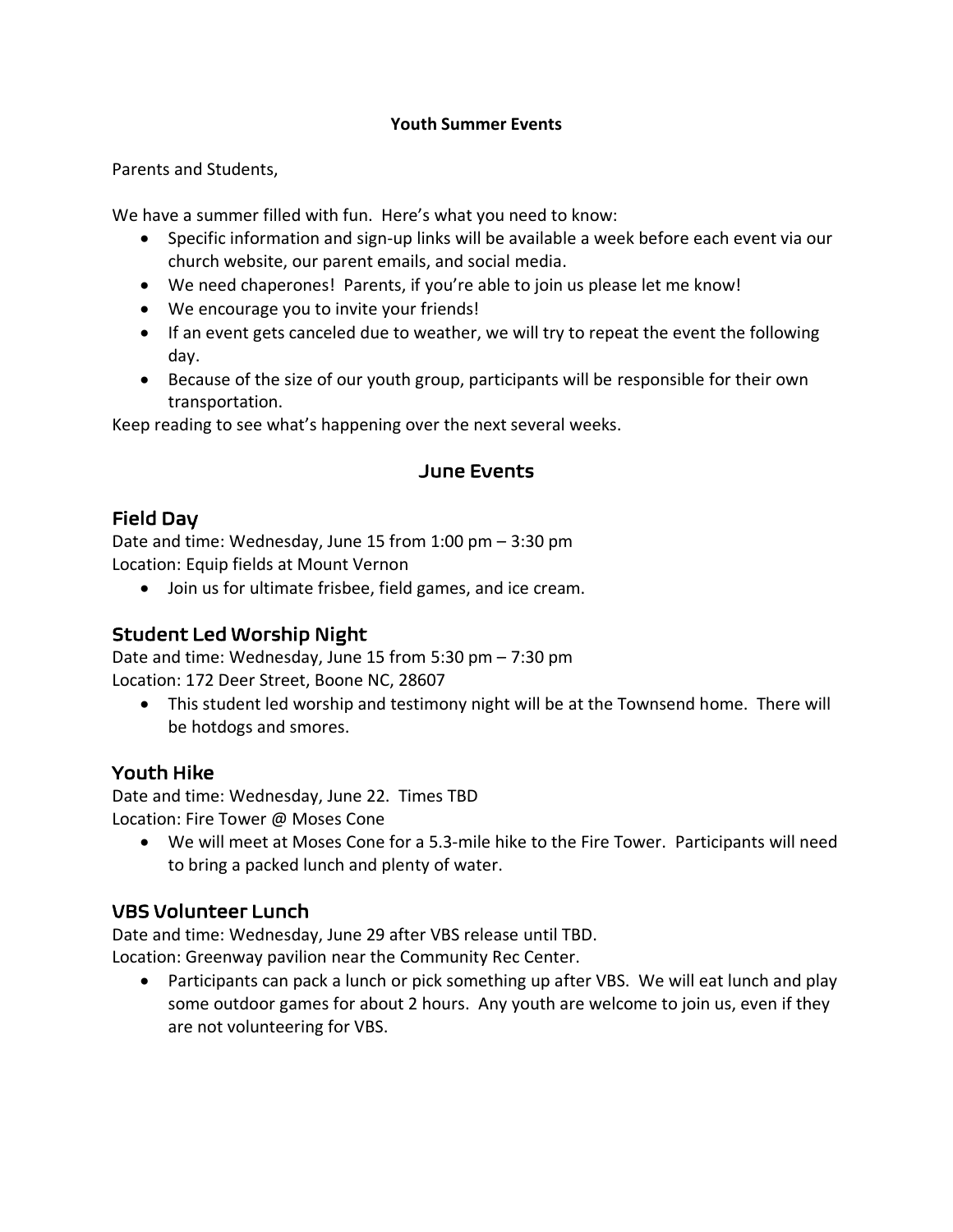**Youth Summer Events**

Parents and Students,

We have a summer filled with fun. Here's what you need to know:

- Specific information and sign-up links will be available a week before each event via our church website, our parent emails, and social media.
- We need chaperones! Parents, if you're able to join us please let me know!
- We encourage you to invite your friends!
- If an event gets canceled due to weather, we will try to repeat the event the following day.
- Because of the size of our youth group, participants will be responsible for their own transportation.

Keep reading to see what's happening over the next several weeks.

## June Events

### Field Day

Date and time: Wednesday, June 15 from 1:00 pm – 3:30 pm
Location: Equip fields at Mount Vernon

- Join us for ultimate frisbee, field games, and ice cream.

### Student Led Worship Night

Date and time: Wednesday, June 15 from 5:30 pm – 7:30 pm
Location: 172 Deer Street, Boone NC, 28607

- This student led worship and testimony night will be at the Townsend home. There will be hotdogs and smores.

### Youth Hike

Date and time: Wednesday, June 22. Times TBD
Location: Fire Tower @ Moses Cone

- We will meet at Moses Cone for a 5.3-mile hike to the Fire Tower. Participants will need to bring a packed lunch and plenty of water.

### VBS Volunteer Lunch

Date and time: Wednesday, June 29 after VBS release until TBD.
Location: Greenway pavilion near the Community Rec Center.

- Participants can pack a lunch or pick something up after VBS. We will eat lunch and play some outdoor games for about 2 hours. Any youth are welcome to join us, even if they are not volunteering for VBS.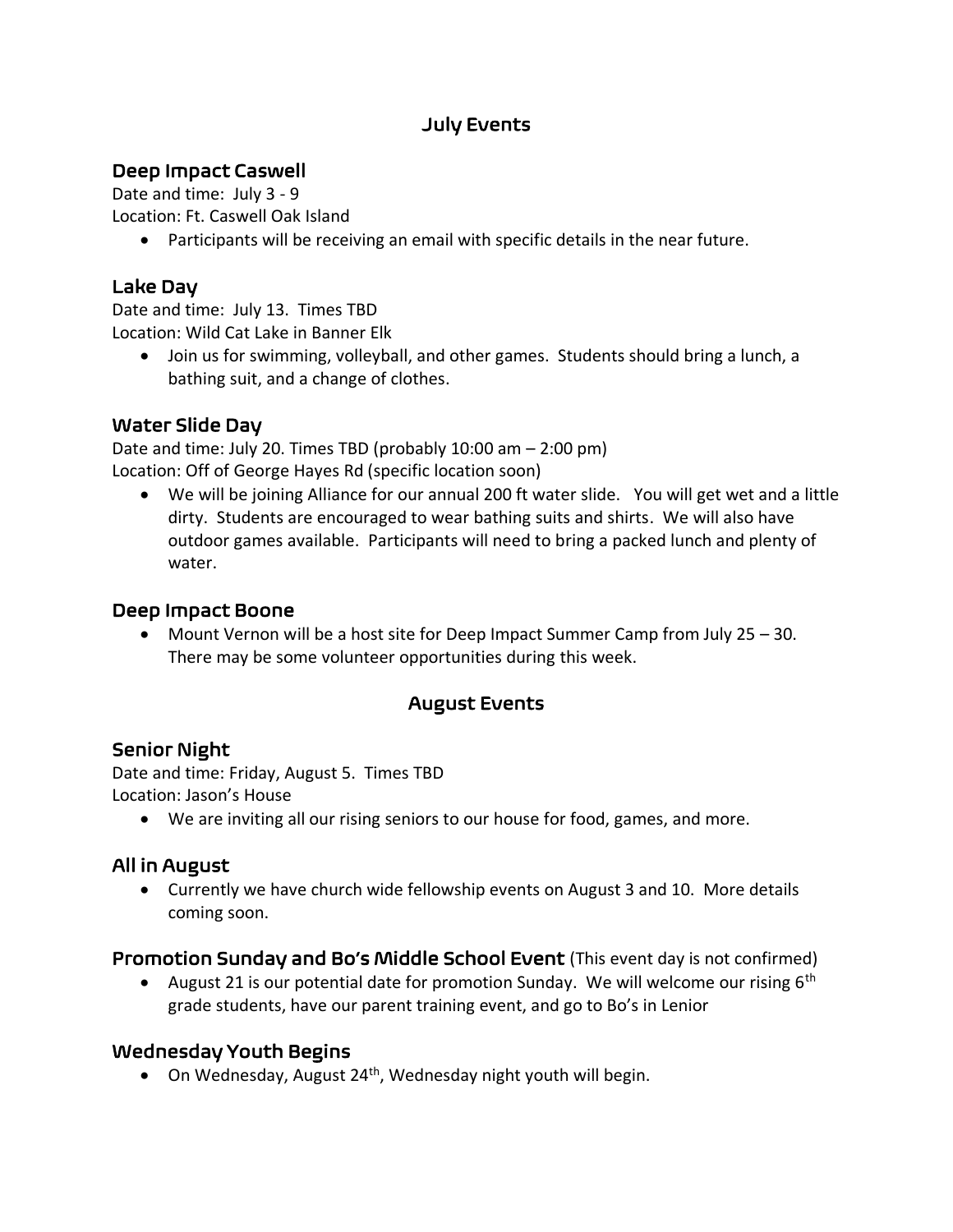## July Events

### Deep Impact Caswell

Date and time: July 3 - 9
Location: Ft. Caswell Oak Island

- Participants will be receiving an email with specific details in the near future.

### Lake Day

Date and time: July 13. Times TBD
Location: Wild Cat Lake in Banner Elk

- Join us for swimming, volleyball, and other games. Students should bring a lunch, a bathing suit, and a change of clothes.

### Water Slide Day

Date and time: July 20. Times TBD (probably 10:00 am – 2:00 pm)
Location: Off of George Hayes Rd (specific location soon)

- We will be joining Alliance for our annual 200 ft water slide. You will get wet and a little dirty. Students are encouraged to wear bathing suits and shirts. We will also have outdoor games available. Participants will need to bring a packed lunch and plenty of water.

### Deep Impact Boone

- Mount Vernon will be a host site for Deep Impact Summer Camp from July 25 – 30. There may be some volunteer opportunities during this week.

## August Events

### Senior Night

Date and time: Friday, August 5. Times TBD
Location: Jason's House

- We are inviting all our rising seniors to our house for food, games, and more.

### All in August

- Currently we have church wide fellowship events on August 3 and 10. More details coming soon.

### Promotion Sunday and Bo's Middle School Event (This event day is not confirmed)

- August 21 is our potential date for promotion Sunday. We will welcome our rising 6th grade students, have our parent training event, and go to Bo's in Lenior

### Wednesday Youth Begins

- On Wednesday, August 24th, Wednesday night youth will begin.